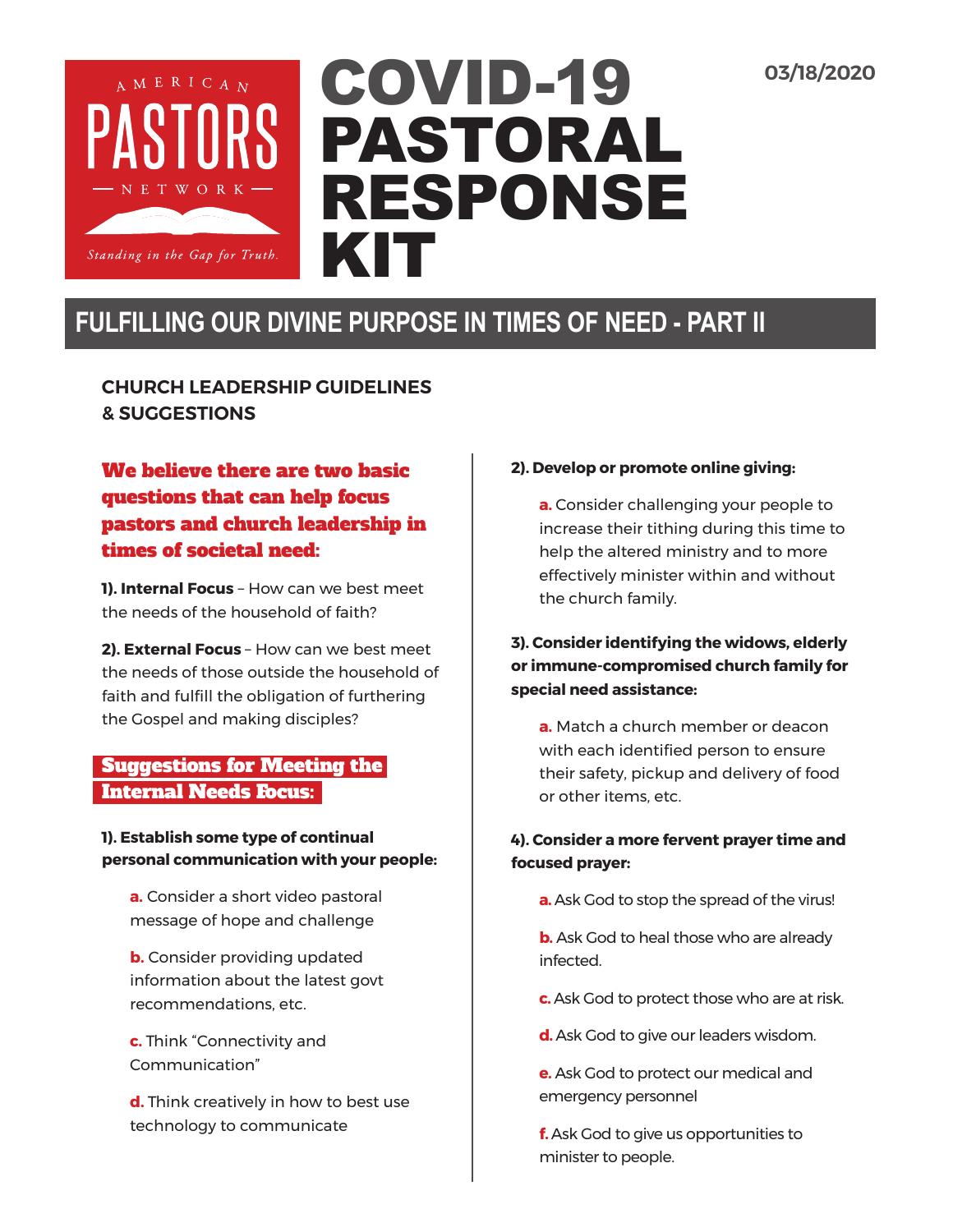AMERICAN PASTORS NETWORK

*Standing in the Gap for Truth.*

# COVID-19 PASTORAL RESPONSE KIT

**03/18/2020**

## FULFILLING OUR DIVINE PURPOSE IN TIMES OF NEED - PART II

### CHURCH LEADERSHIP GUIDELINES & SUGGESTIONS

**We believe there are two basic questions that can help focus pastors and church leadership in times of societal need:**

**1). Internal Focus** – How can we best meet the needs of the household of faith?

**2). External Focus** – How can we best meet the needs of those outside the household of faith and fulfill the obligation of furthering the Gospel and making disciples?

### Suggestions for Meeting the Internal Needs Focus:

**1). Establish some type of continual personal communication with your people:**

**a.** Consider a short video pastoral message of hope and challenge

**b.** Consider providing updated information about the latest govt recommendations, etc.

**c.** Think "Connectivity and Communication"

**d.** Think creatively in how to best use technology to communicate

**2). Develop or promote online giving:**

**a.** Consider challenging your people to increase their tithing during this time to help the altered ministry and to more effectively minister within and without the church family.

**3). Consider identifying the widows, elderly or immune-compromised church family for special need assistance:**

**a.** Match a church member or deacon with each identified person to ensure their safety, pickup and delivery of food or other items, etc.

**4). Consider a more fervent prayer time and focused prayer:**

**a.** Ask God to stop the spread of the virus!

**b.** Ask God to heal those who are already infected.

**c.** Ask God to protect those who are at risk.

**d.** Ask God to give our leaders wisdom.

**e.** Ask God to protect our medical and emergency personnel

**f.** Ask God to give us opportunities to minister to people.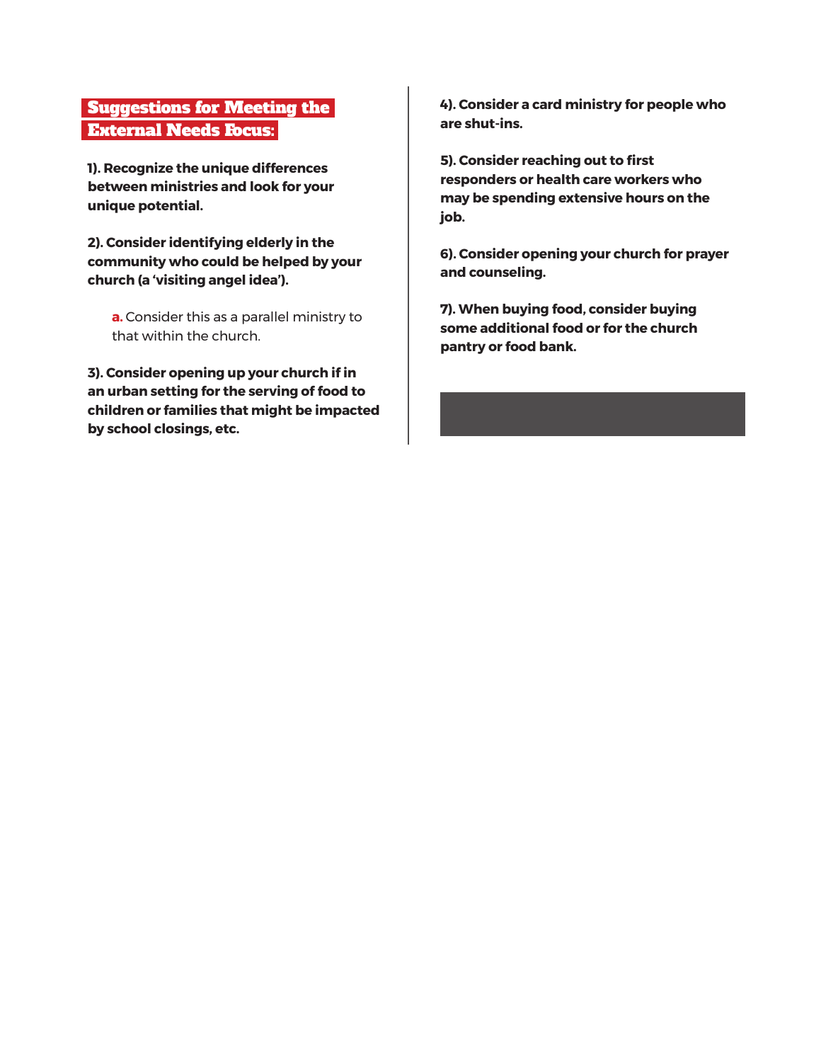## Suggestions for Meeting the External Needs Focus:

**1). Recognize the unique differences between ministries and look for your unique potential.**

**2). Consider identifying elderly in the community who could be helped by your church (a 'visiting angel idea').**

> **a.** Consider this as a parallel ministry to that within the church.

**3). Consider opening up your church if in an urban setting for the serving of food to children or families that might be impacted by school closings, etc.**

**4). Consider a card ministry for people who are shut-ins.**

**5). Consider reaching out to first responders or health care workers who may be spending extensive hours on the job.**

**6). Consider opening your church for prayer and counseling.**

**7). When buying food, consider buying some additional food or for the church pantry or food bank.**